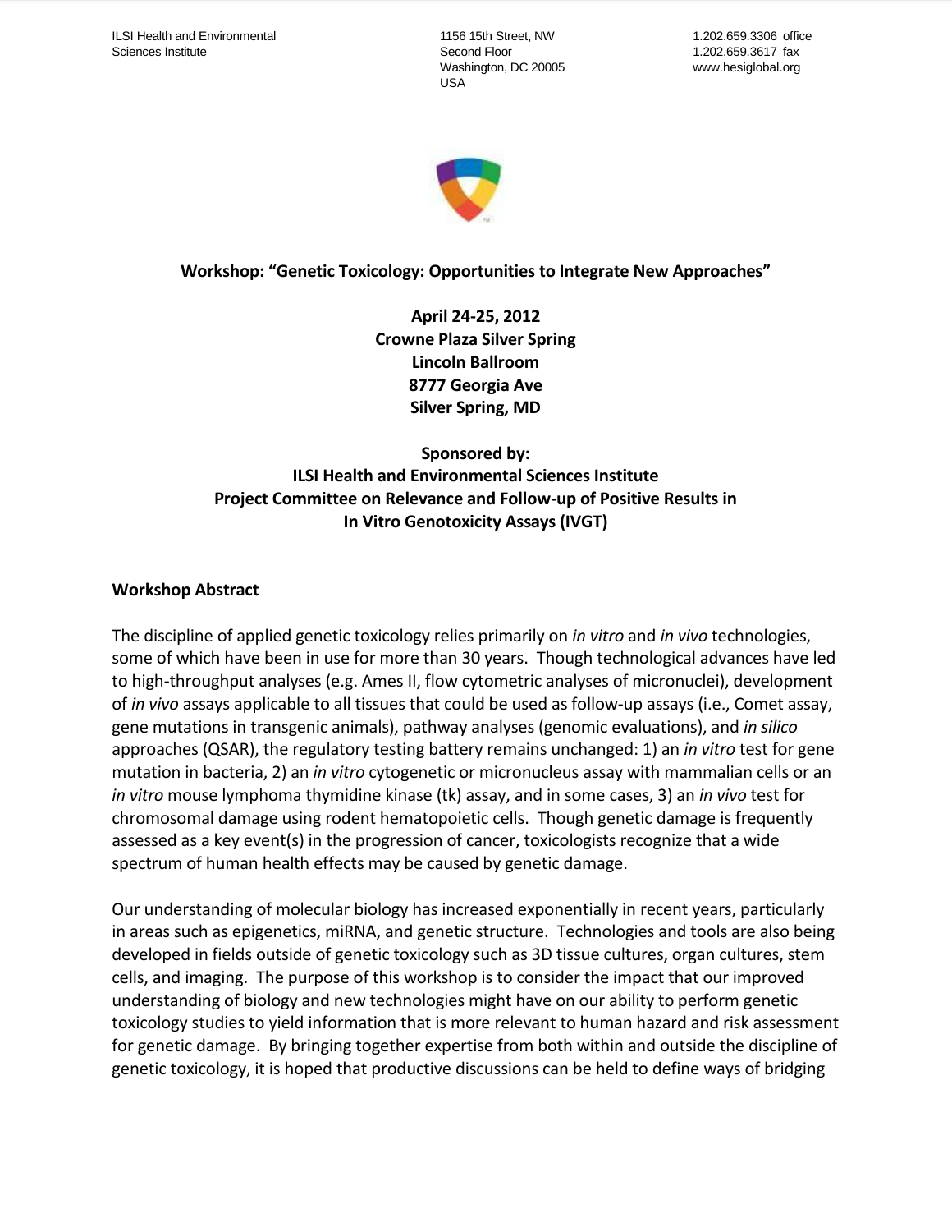ILSI Health and Environmental Sciences Institute
1156 15th Street, NW
Second Floor
Washington, DC 20005
USA
1.202.659.3306 office
1.202.659.3617 fax
www.hesiglobal.org

**Workshop: "Genetic Toxicology: Opportunities to Integrate New Approaches"**

**April 24-25, 2012**
**Crowne Plaza Silver Spring**
**Lincoln Ballroom**
**8777 Georgia Ave**
**Silver Spring, MD**

**Sponsored by:**
**ILSI Health and Environmental Sciences Institute**
**Project Committee on Relevance and Follow-up of Positive Results in In Vitro Genotoxicity Assays (IVGT)**

## Workshop Abstract

The discipline of applied genetic toxicology relies primarily on *in vitro* and *in vivo* technologies, some of which have been in use for more than 30 years. Though technological advances have led to high-throughput analyses (e.g. Ames II, flow cytometric analyses of micronuclei), development of *in vivo* assays applicable to all tissues that could be used as follow-up assays (i.e., Comet assay, gene mutations in transgenic animals), pathway analyses (genomic evaluations), and *in silico* approaches (QSAR), the regulatory testing battery remains unchanged: 1) an *in vitro* test for gene mutation in bacteria, 2) an *in vitro* cytogenetic or micronucleus assay with mammalian cells or an *in vitro* mouse lymphoma thymidine kinase (tk) assay, and in some cases, 3) an *in vivo* test for chromosomal damage using rodent hematopoietic cells. Though genetic damage is frequently assessed as a key event(s) in the progression of cancer, toxicologists recognize that a wide spectrum of human health effects may be caused by genetic damage.

Our understanding of molecular biology has increased exponentially in recent years, particularly in areas such as epigenetics, miRNA, and genetic structure. Technologies and tools are also being developed in fields outside of genetic toxicology such as 3D tissue cultures, organ cultures, stem cells, and imaging. The purpose of this workshop is to consider the impact that our improved understanding of biology and new technologies might have on our ability to perform genetic toxicology studies to yield information that is more relevant to human hazard and risk assessment for genetic damage. By bringing together expertise from both within and outside the discipline of genetic toxicology, it is hoped that productive discussions can be held to define ways of bridging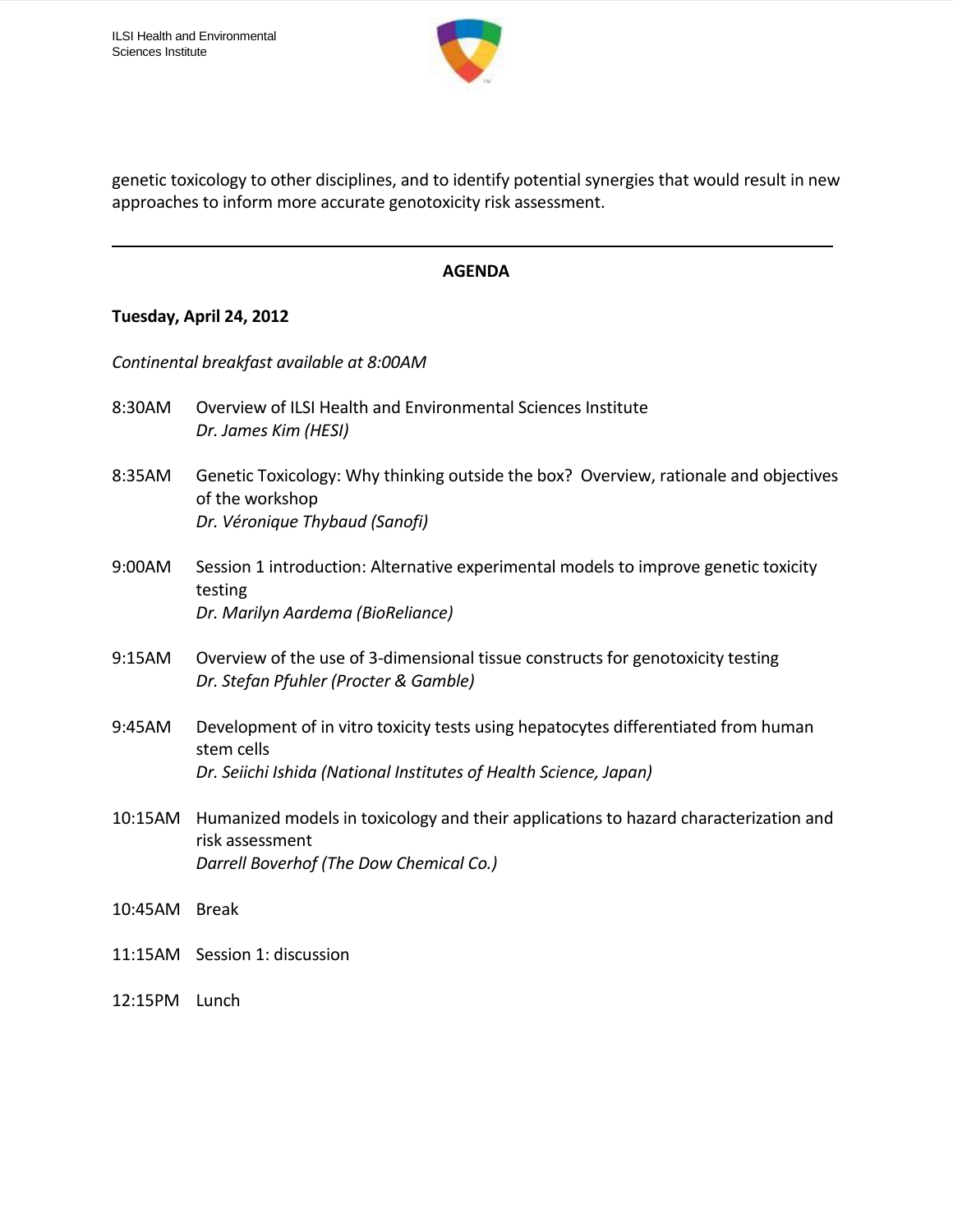genetic toxicology to other disciplines, and to identify potential synergies that would result in new approaches to inform more accurate genotoxicity risk assessment.

---

## AGENDA

**Tuesday, April 24, 2012**

*Continental breakfast available at 8:00AM*

8:30AM Overview of ILSI Health and Environmental Sciences Institute
*Dr. James Kim (HESI)*

8:35AM Genetic Toxicology: Why thinking outside the box? Overview, rationale and objectives of the workshop
*Dr. Véronique Thybaud (Sanofi)*

9:00AM Session 1 introduction: Alternative experimental models to improve genetic toxicity testing
*Dr. Marilyn Aardema (BioReliance)*

9:15AM Overview of the use of 3-dimensional tissue constructs for genotoxicity testing
*Dr. Stefan Pfuhler (Procter & Gamble)*

9:45AM Development of in vitro toxicity tests using hepatocytes differentiated from human stem cells
*Dr. Seiichi Ishida (National Institutes of Health Science, Japan)*

10:15AM Humanized models in toxicology and their applications to hazard characterization and risk assessment
*Darrell Boverhof (The Dow Chemical Co.)*

10:45AM Break

11:15AM Session 1: discussion

12:15PM Lunch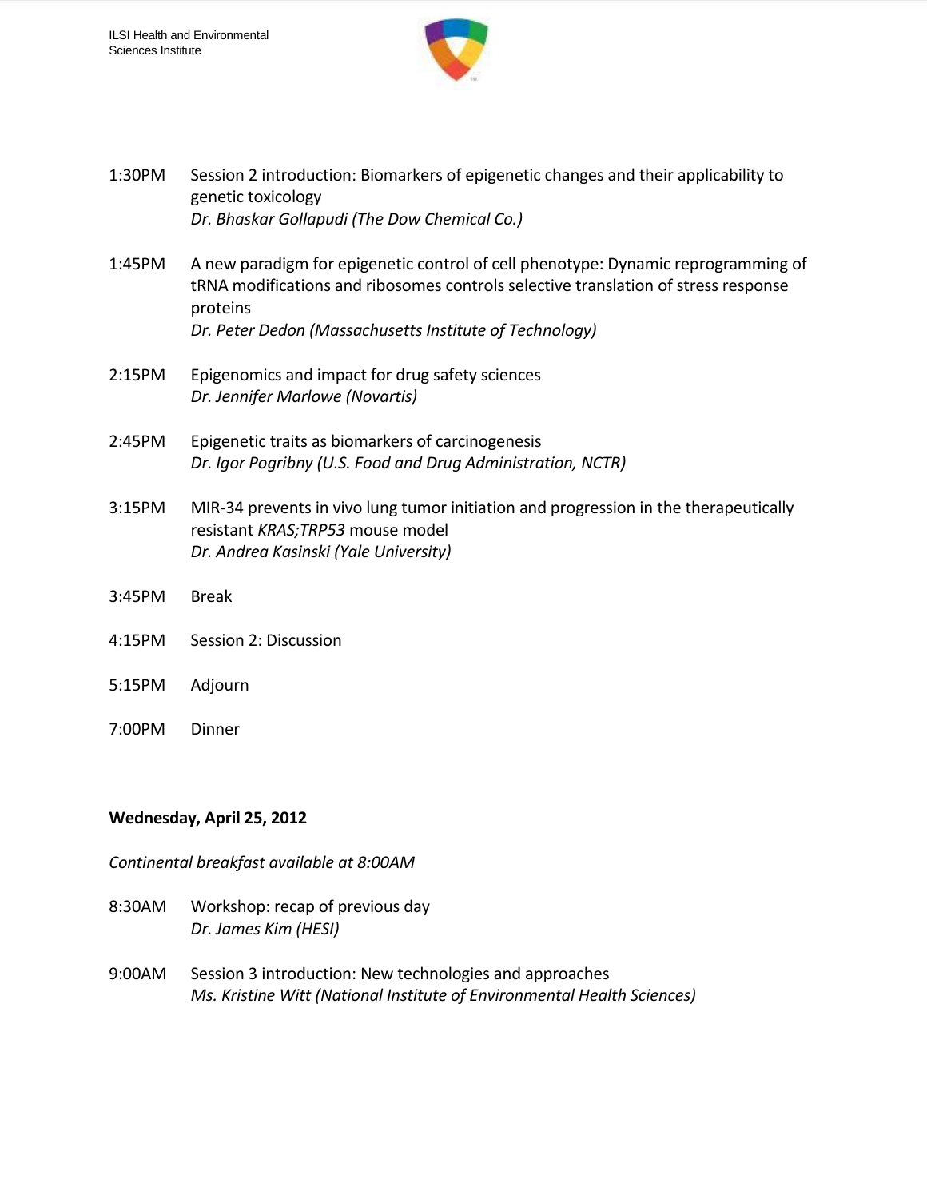1:30PM Session 2 introduction: Biomarkers of epigenetic changes and their applicability to genetic toxicology
*Dr. Bhaskar Gollapudi (The Dow Chemical Co.)*

1:45PM A new paradigm for epigenetic control of cell phenotype: Dynamic reprogramming of tRNA modifications and ribosomes controls selective translation of stress response proteins
*Dr. Peter Dedon (Massachusetts Institute of Technology)*

2:15PM Epigenomics and impact for drug safety sciences
*Dr. Jennifer Marlowe (Novartis)*

2:45PM Epigenetic traits as biomarkers of carcinogenesis
*Dr. Igor Pogribny (U.S. Food and Drug Administration, NCTR)*

3:15PM MIR-34 prevents in vivo lung tumor initiation and progression in the therapeutically resistant *KRAS;TRP53* mouse model
*Dr. Andrea Kasinski (Yale University)*

3:45PM Break

4:15PM Session 2: Discussion

5:15PM Adjourn

7:00PM Dinner

**Wednesday, April 25, 2012**

*Continental breakfast available at 8:00AM*

8:30AM Workshop: recap of previous day
*Dr. James Kim (HESI)*

9:00AM Session 3 introduction: New technologies and approaches
*Ms. Kristine Witt (National Institute of Environmental Health Sciences)*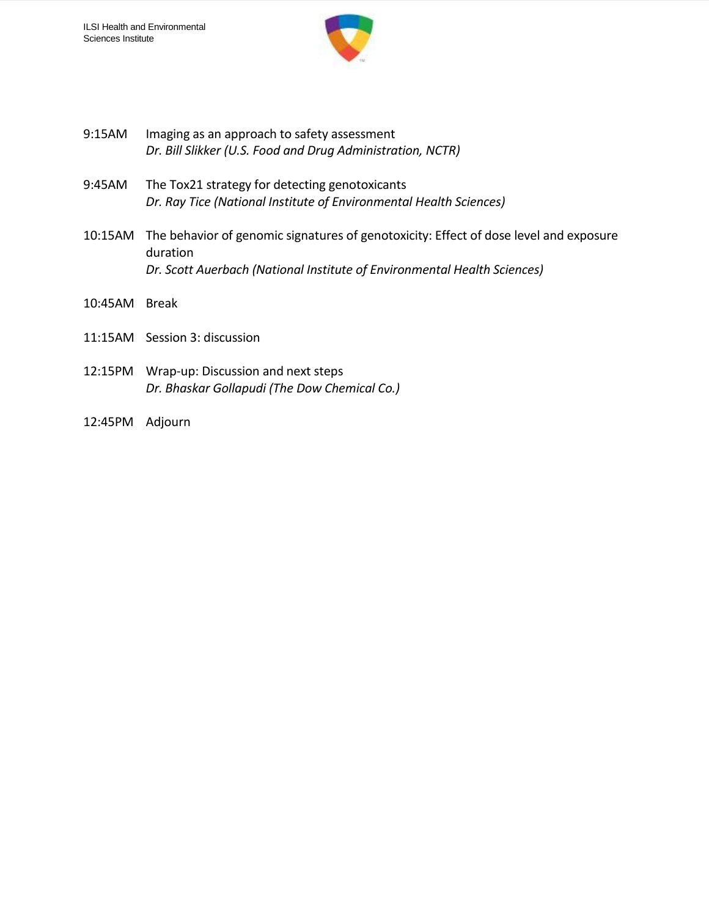9:15AM Imaging as an approach to safety assessment
*Dr. Bill Slikker (U.S. Food and Drug Administration, NCTR)*

9:45AM The Tox21 strategy for detecting genotoxicants
*Dr. Ray Tice (National Institute of Environmental Health Sciences)*

10:15AM The behavior of genomic signatures of genotoxicity: Effect of dose level and exposure duration
*Dr. Scott Auerbach (National Institute of Environmental Health Sciences)*

10:45AM Break

11:15AM Session 3: discussion

12:15PM Wrap-up: Discussion and next steps
*Dr. Bhaskar Gollapudi (The Dow Chemical Co.)*

12:45PM Adjourn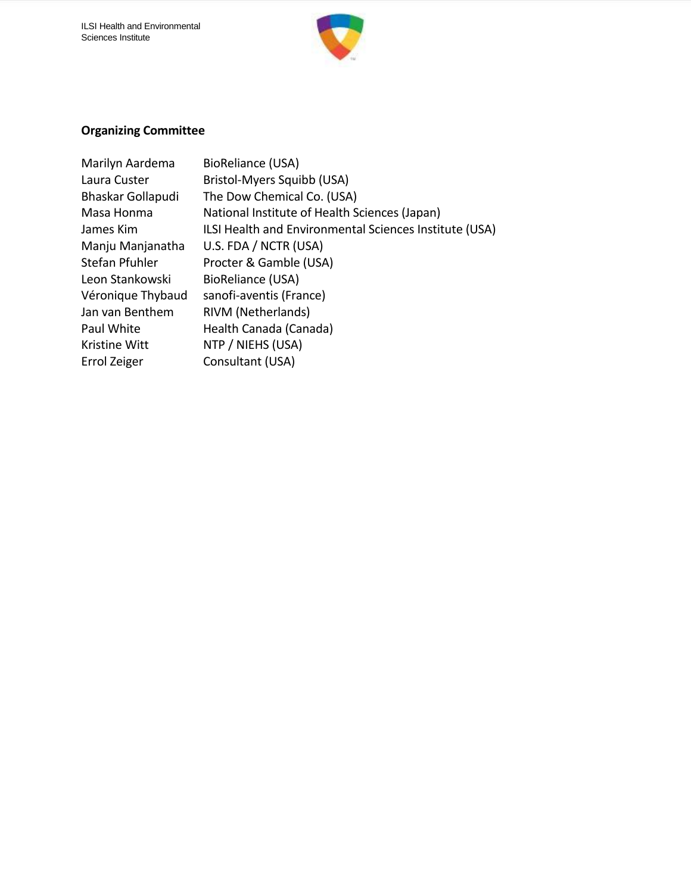## Organizing Committee

| | |
|---|---|
| Marilyn Aardema | BioReliance (USA) |
| Laura Custer | Bristol-Myers Squibb (USA) |
| Bhaskar Gollapudi | The Dow Chemical Co. (USA) |
| Masa Honma | National Institute of Health Sciences (Japan) |
| James Kim | ILSI Health and Environmental Sciences Institute (USA) |
| Manju Manjanatha | U.S. FDA / NCTR (USA) |
| Stefan Pfuhler | Procter & Gamble (USA) |
| Leon Stankowski | BioReliance (USA) |
| Véronique Thybaud | sanofi-aventis (France) |
| Jan van Benthem | RIVM (Netherlands) |
| Paul White | Health Canada (Canada) |
| Kristine Witt | NTP / NIEHS (USA) |
| Errol Zeiger | Consultant (USA) |